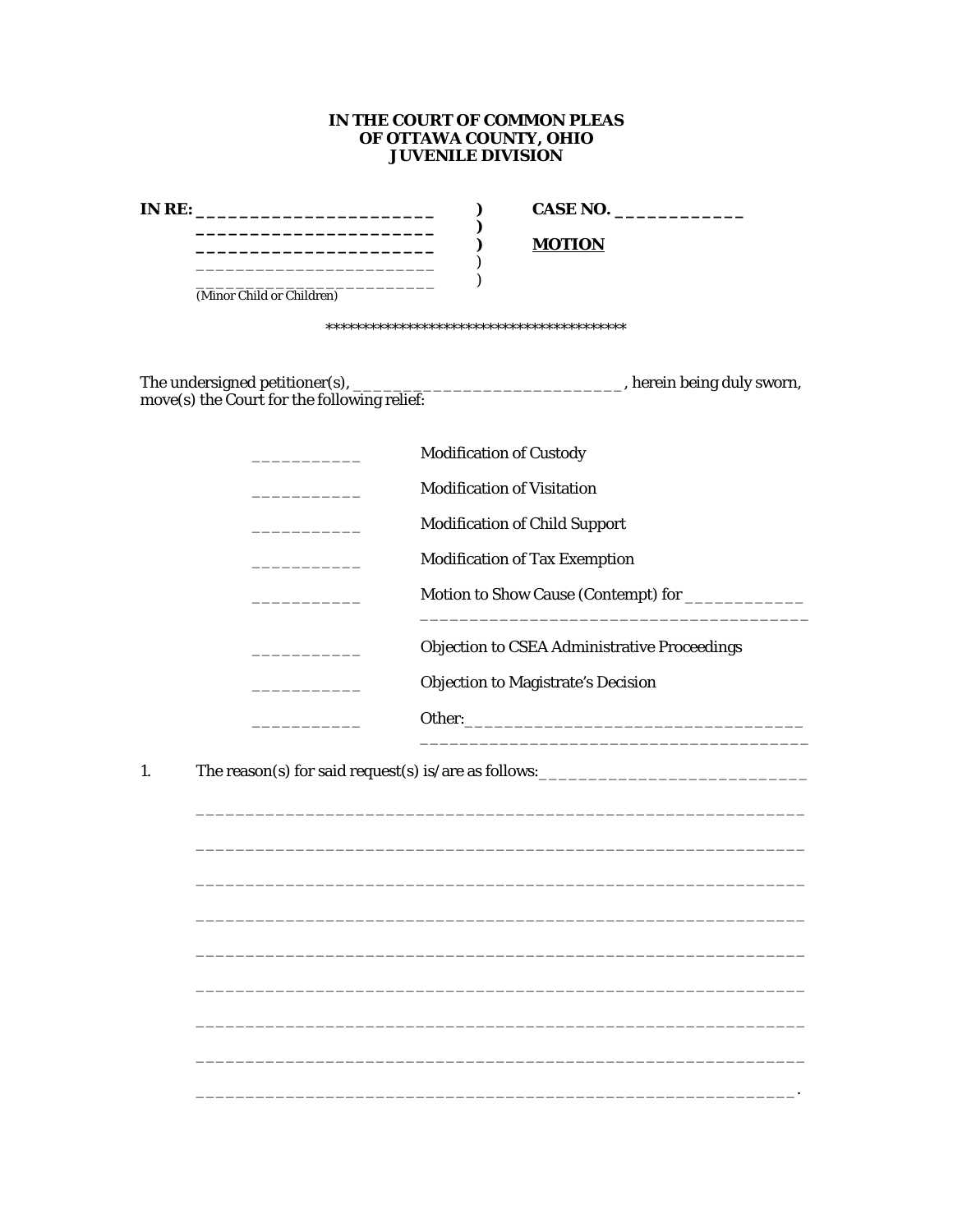**IN THE COURT OF COMMON PLEAS**
**OF OTTAWA COUNTY, OHIO**
**JUVENILE DIVISION**

**IN RE: ______________________ ) CASE NO. ____________**
**______________________ )**
**______________________ ) MOTION**
______________________ )
______________________ )
*(Minor Child or Children)*

******************************************

The undersigned petitioner(s), ____________________________, herein being duly sworn, move(s) the Court for the following relief:

__________ Modification of Custody

__________ Modification of Visitation

__________ Modification of Child Support

__________ Modification of Tax Exemption

__________ Motion to Show Cause (Contempt) for ____________
_____________________________________

__________ Objection to CSEA Administrative Proceedings

__________ Objection to Magistrate's Decision

__________ Other:_________________________________
_____________________________________

1. The reason(s) for said request(s) is/are as follows:___________________________

_____________________________________________________________

_____________________________________________________________

_____________________________________________________________

_____________________________________________________________

_____________________________________________________________

_____________________________________________________________

_____________________________________________________________

_____________________________________________________________

_____________________________________________________________.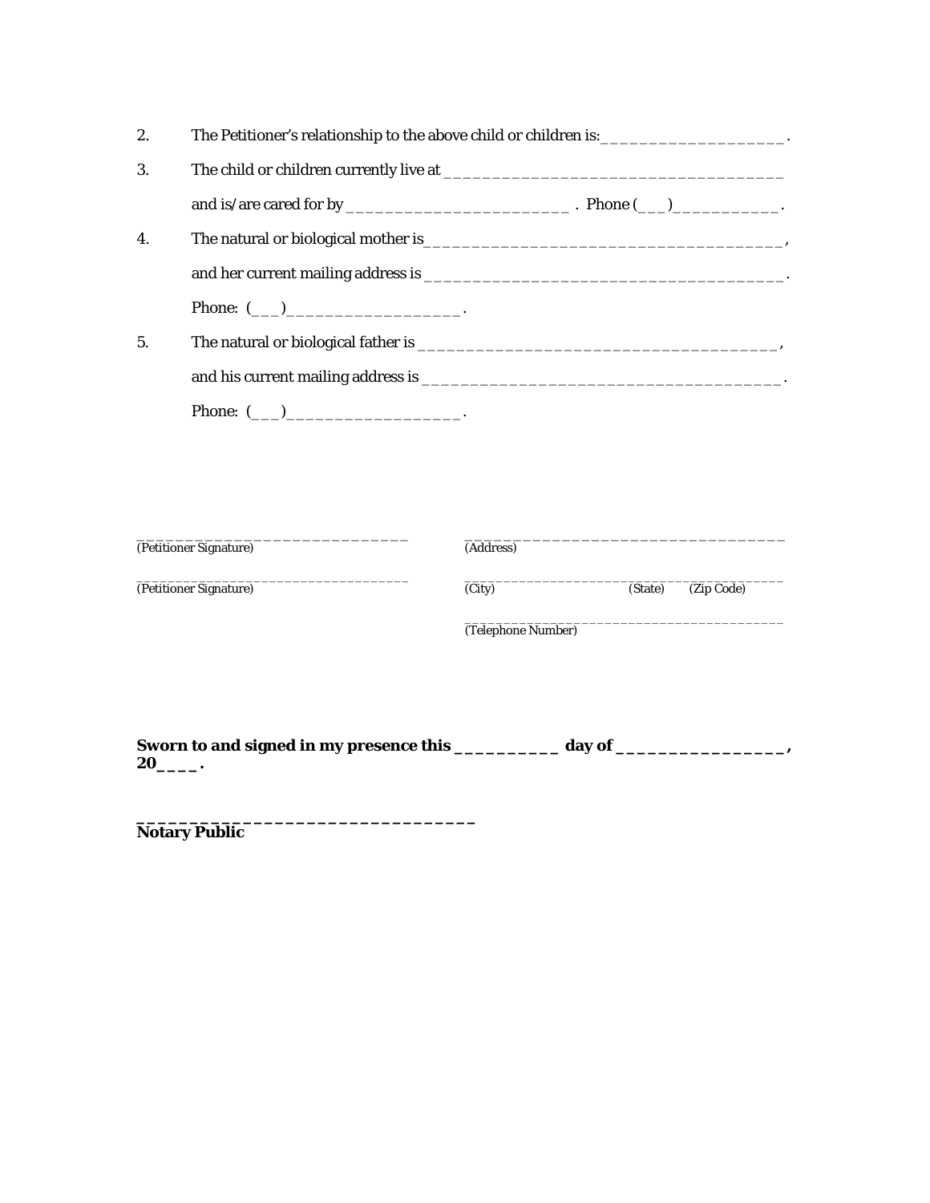2. The Petitioner's relationship to the above child or children is:____________________.

3. The child or children currently live at ____________________________________

   and is/are cared for by ________________________ . Phone (___)___________.

4. The natural or biological mother is______________________________________,

   and her current mailing address is _______________________________________.

   Phone: (___)__________________.

5. The natural or biological father is _____________________________________,

   and his current mailing address is _______________________________________.

   Phone: (___)__________________.

| | |
|---|---|
| ______________________________ (Petitioner Signature) | ___________________________________ (Address) |
| ______________________________ (Petitioner Signature) | ___________________________________ (City) (State) (Zip Code) |
| | ___________________________________ (Telephone Number) |

**Sworn to and signed in my presence this __________ day of ________________, 20____.**

**________________________________**
**Notary Public**